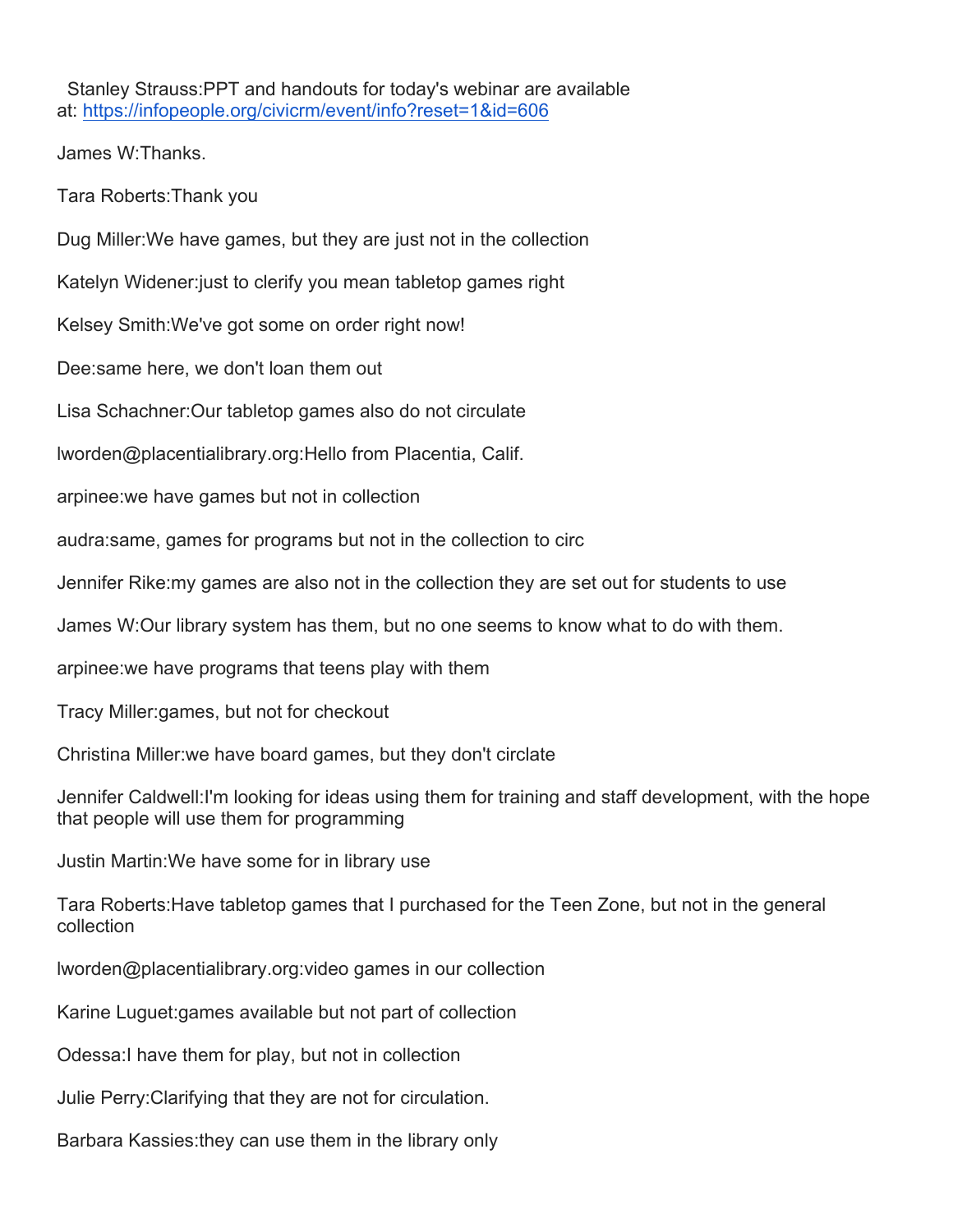Stanley Strauss:PPT and handouts for today's webinar are available at: https://infopeople.org/civicrm/event/info?reset=1&id=606

James W:Thanks.

Tara Roberts:Thank you

Dug Miller:We have games, but they are just not in the collection

Katelyn Widener:just to clarify you mean tabletop games right

Kelsey Smith:We've got some on order right now!

Dee:same here, we don't loan them out

Lisa Schachner:Our tabletop games also do not circulate

lworden@placentialibrary.org:Hello from Placentia, Calif.

arpinee:we have games but not in collection

audra:same, games for programs but not in the collection to circ

Jennifer Rike:my games are also not in the collection they are set out for students to use

James W:Our library system has them, but no one seems to know what to do with them.

arpinee:we have programs that teens play with them

Tracy Miller:games, but not for checkout

Christina Miller:we have board games, but they don't circlate

Jennifer Caldwell:I'm looking for ideas using them for training and staff development, with the hope that people will use them for programming

Justin Martin:We have some for in library use

Tara Roberts:Have tabletop games that I purchased for the Teen Zone, but not in the general collection

lworden@placentialibrary.org:video games in our collection

Karine Luguet:games available but not part of collection

Odessa:I have them for play, but not in collection

Julie Perry:Clarifying that they are not for circulation.

Barbara Kassies:they can use them in the library only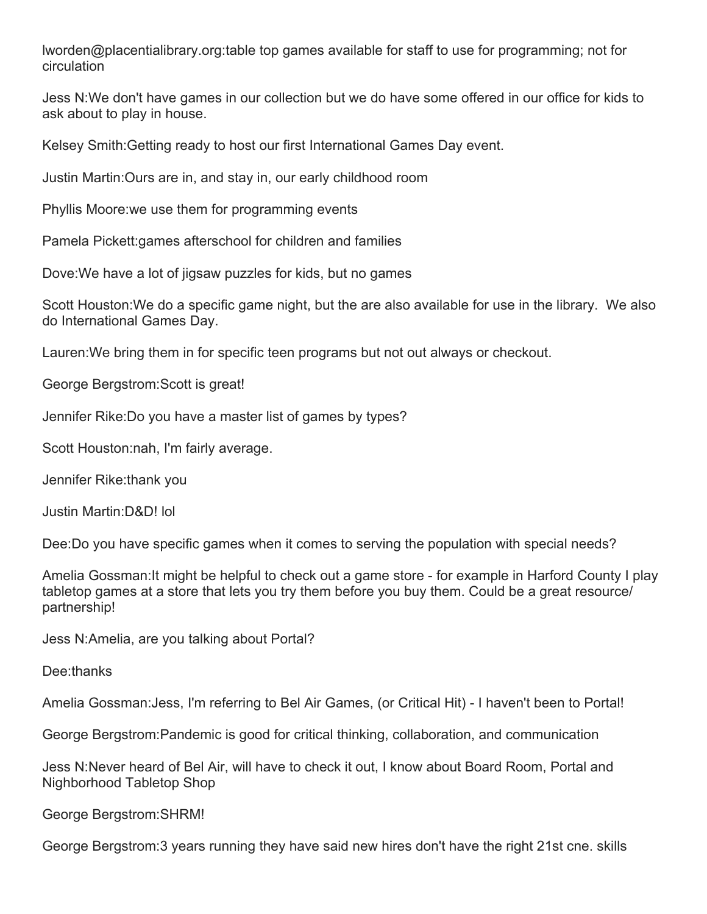lworden@placentialibrary.org:table top games available for staff to use for programming; not for circulation

Jess N:We don't have games in our collection but we do have some offered in our office for kids to ask about to play in house.

Kelsey Smith:Getting ready to host our first International Games Day event.

Justin Martin:Ours are in, and stay in, our early childhood room

Phyllis Moore:we use them for programming events

Pamela Pickett:games afterschool for children and families

Dove:We have a lot of jigsaw puzzles for kids, but no games

Scott Houston:We do a specific game night, but the are also available for use in the library.  We also do International Games Day.

Lauren:We bring them in for specific teen programs but not out always or checkout.

George Bergstrom:Scott is great!

Jennifer Rike:Do you have a master list of games by types?

Scott Houston:nah, I'm fairly average.

Jennifer Rike:thank you

Justin Martin:D&D! lol

Dee:Do you have specific games when it comes to serving the population with special needs?

Amelia Gossman:It might be helpful to check out a game store - for example in Harford County I play tabletop games at a store that lets you try them before you buy them. Could be a great resource/ partnership!

Jess N:Amelia, are you talking about Portal?

Dee:thanks

Amelia Gossman:Jess, I'm referring to Bel Air Games, (or Critical Hit) - I haven't been to Portal!

George Bergstrom:Pandemic is good for critical thinking, collaboration, and communication

Jess N:Never heard of Bel Air, will have to check it out, I know about Board Room, Portal and Nighborhood Tabletop Shop

George Bergstrom:SHRM!

George Bergstrom:3 years running they have said new hires don't have the right 21st cne. skills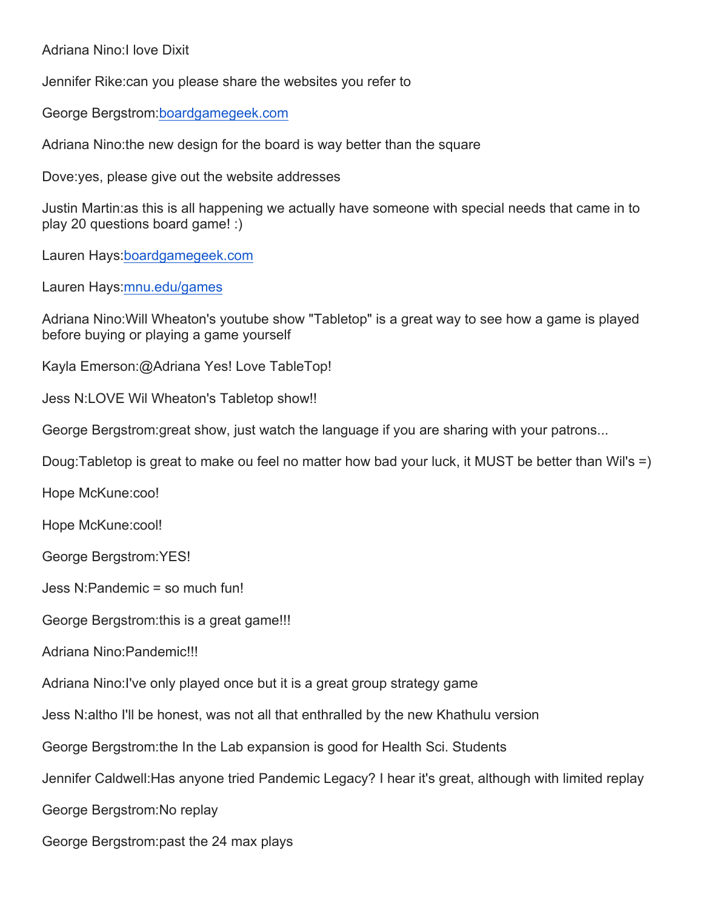Adriana Nino:I love Dixit

Jennifer Rike:can you please share the websites you refer to

George Bergstrom:[boardgamegeek.com](http://boardgamegeek.com)

Adriana Nino:the new design for the board is way better than the square

Dove:yes, please give out the website addresses

Justin Martin:as this is all happening we actually have someone with special needs that came in to play 20 questions board game! :)

Lauren Hays:[boardgamegeek.com](http://boardgamegeek.com)

Lauren Hays:[mnu.edu/games](http://mnu.edu/games)

Adriana Nino:Will Wheaton's youtube show "Tabletop" is a great way to see how a game is played before buying or playing a game yourself

Kayla Emerson:@Adriana Yes! Love TableTop!

Jess N:LOVE Wil Wheaton's Tabletop show!!

George Bergstrom:great show, just watch the language if you are sharing with your patrons...

Doug:Tabletop is great to make ou feel no matter how bad your luck, it MUST be better than Wil's =)

Hope McKune:coo!

Hope McKune:cool!

George Bergstrom:YES!

Jess N:Pandemic = so much fun!

George Bergstrom:this is a great game!!!

Adriana Nino:Pandemic!!!

Adriana Nino:I've only played once but it is a great group strategy game

Jess N:altho I'll be honest, was not all that enthralled by the new Khathulu version

George Bergstrom:the In the Lab expansion is good for Health Sci. Students

Jennifer Caldwell:Has anyone tried Pandemic Legacy? I hear it's great, although with limited replay

George Bergstrom:No replay

George Bergstrom:past the 24 max plays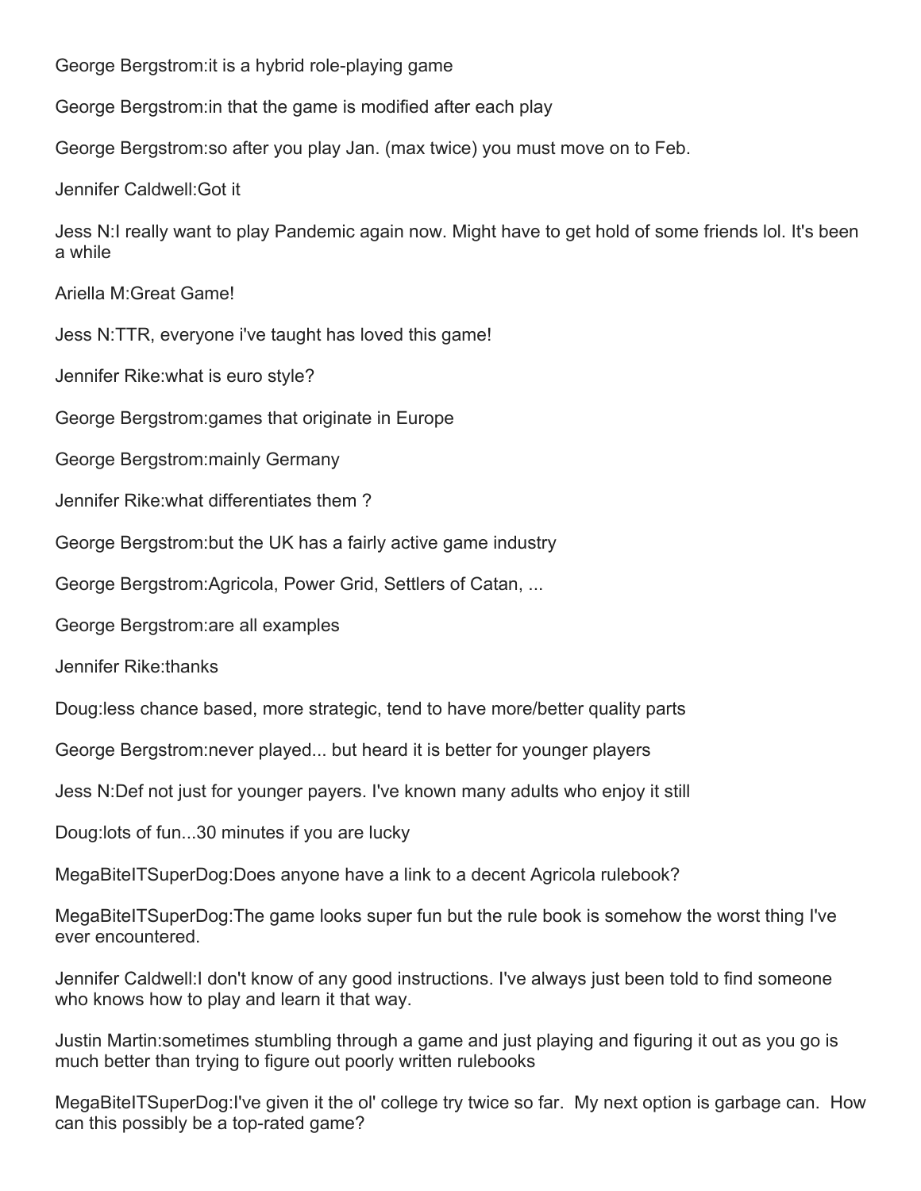George Bergstrom:it is a hybrid role-playing game

George Bergstrom:in that the game is modified after each play

George Bergstrom:so after you play Jan. (max twice) you must move on to Feb.

Jennifer Caldwell:Got it

Jess N:I really want to play Pandemic again now. Might have to get hold of some friends lol. It's been a while

Ariella M:Great Game!

Jess N:TTR, everyone i've taught has loved this game!

Jennifer Rike:what is euro style?

George Bergstrom:games that originate in Europe

George Bergstrom:mainly Germany

Jennifer Rike:what differentiates them ?

George Bergstrom:but the UK has a fairly active game industry

George Bergstrom:Agricola, Power Grid, Settlers of Catan, ...

George Bergstrom:are all examples

Jennifer Rike:thanks

Doug:less chance based, more strategic, tend to have more/better quality parts

George Bergstrom:never played... but heard it is better for younger players

Jess N:Def not just for younger payers. I've known many adults who enjoy it still

Doug:lots of fun...30 minutes if you are lucky

MegaBiteITSuperDog:Does anyone have a link to a decent Agricola rulebook?

MegaBiteITSuperDog:The game looks super fun but the rule book is somehow the worst thing I've ever encountered.

Jennifer Caldwell:I don't know of any good instructions. I've always just been told to find someone who knows how to play and learn it that way.

Justin Martin:sometimes stumbling through a game and just playing and figuring it out as you go is much better than trying to figure out poorly written rulebooks

MegaBiteITSuperDog:I've given it the ol' college try twice so far. My next option is garbage can. How can this possibly be a top-rated game?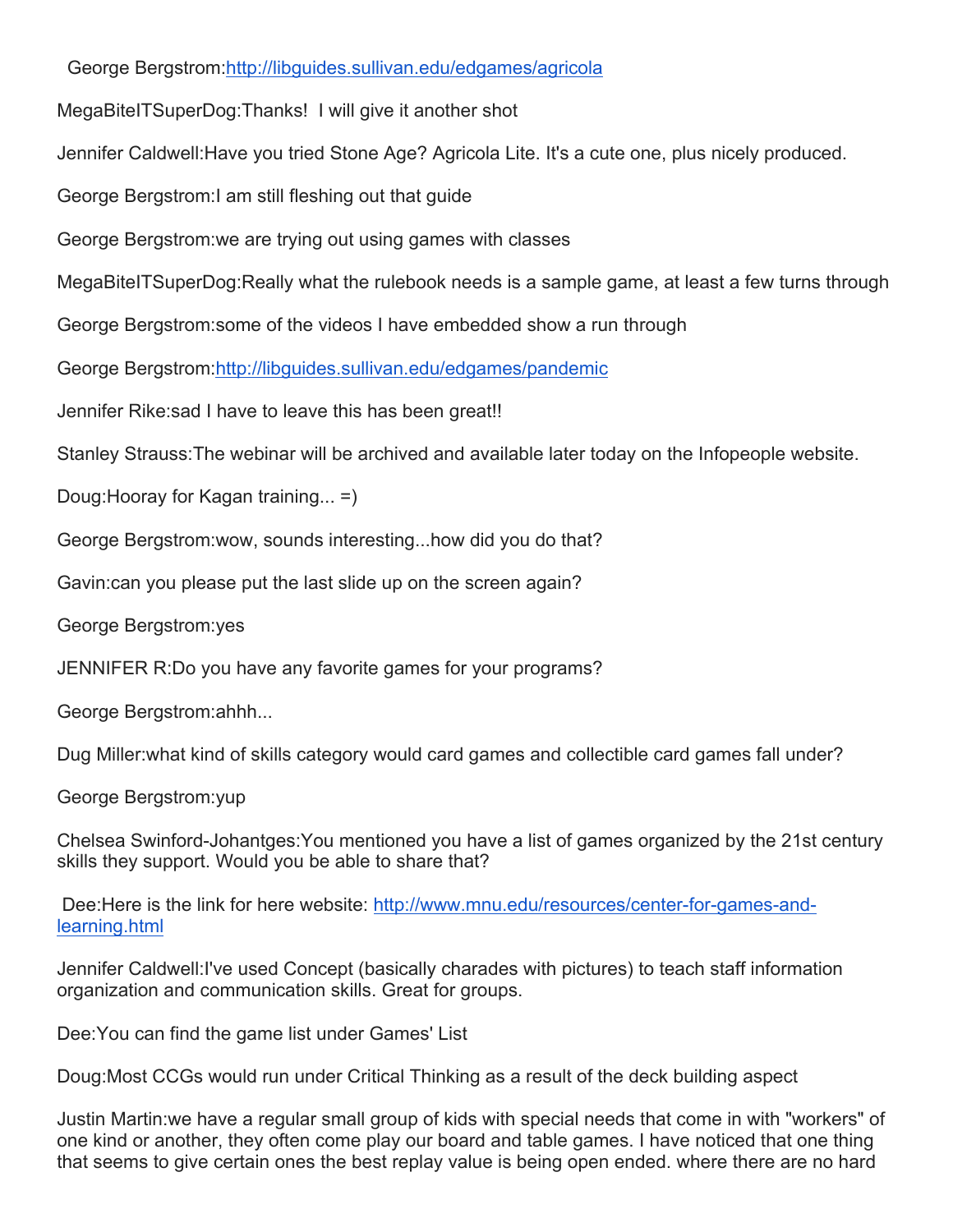George Bergstrom:http://libguides.sullivan.edu/edgames/agricola

MegaBiteITSuperDog:Thanks!  I will give it another shot

Jennifer Caldwell:Have you tried Stone Age? Agricola Lite. It's a cute one, plus nicely produced.

George Bergstrom:I am still fleshing out that guide

George Bergstrom:we are trying out using games with classes

MegaBiteITSuperDog:Really what the rulebook needs is a sample game, at least a few turns through

George Bergstrom:some of the videos I have embedded show a run through

George Bergstrom:http://libguides.sullivan.edu/edgames/pandemic

Jennifer Rike:sad I have to leave this has been great!!

Stanley Strauss:The webinar will be archived and available later today on the Infopeople website.

Doug:Hooray for Kagan training... =)

George Bergstrom:wow, sounds interesting...how did you do that?

Gavin:can you please put the last slide up on the screen again?

George Bergstrom:yes

JENNIFER R:Do you have any favorite games for your programs?

George Bergstrom:ahhh...

Dug Miller:what kind of skills category would card games and collectible card games fall under?

George Bergstrom:yup

Chelsea Swinford-Johantges:You mentioned you have a list of games organized by the 21st century skills they support. Would you be able to share that?

Dee:Here is the link for here website: http://www.mnu.edu/resources/center-for-games-and-learning.html

Jennifer Caldwell:I've used Concept (basically charades with pictures) to teach staff information organization and communication skills. Great for groups.

Dee:You can find the game list under Games' List

Doug:Most CCGs would run under Critical Thinking as a result of the deck building aspect

Justin Martin:we have a regular small group of kids with special needs that come in with "workers" of one kind or another, they often come play our board and table games. I have noticed that one thing that seems to give certain ones the best replay value is being open ended. where there are no hard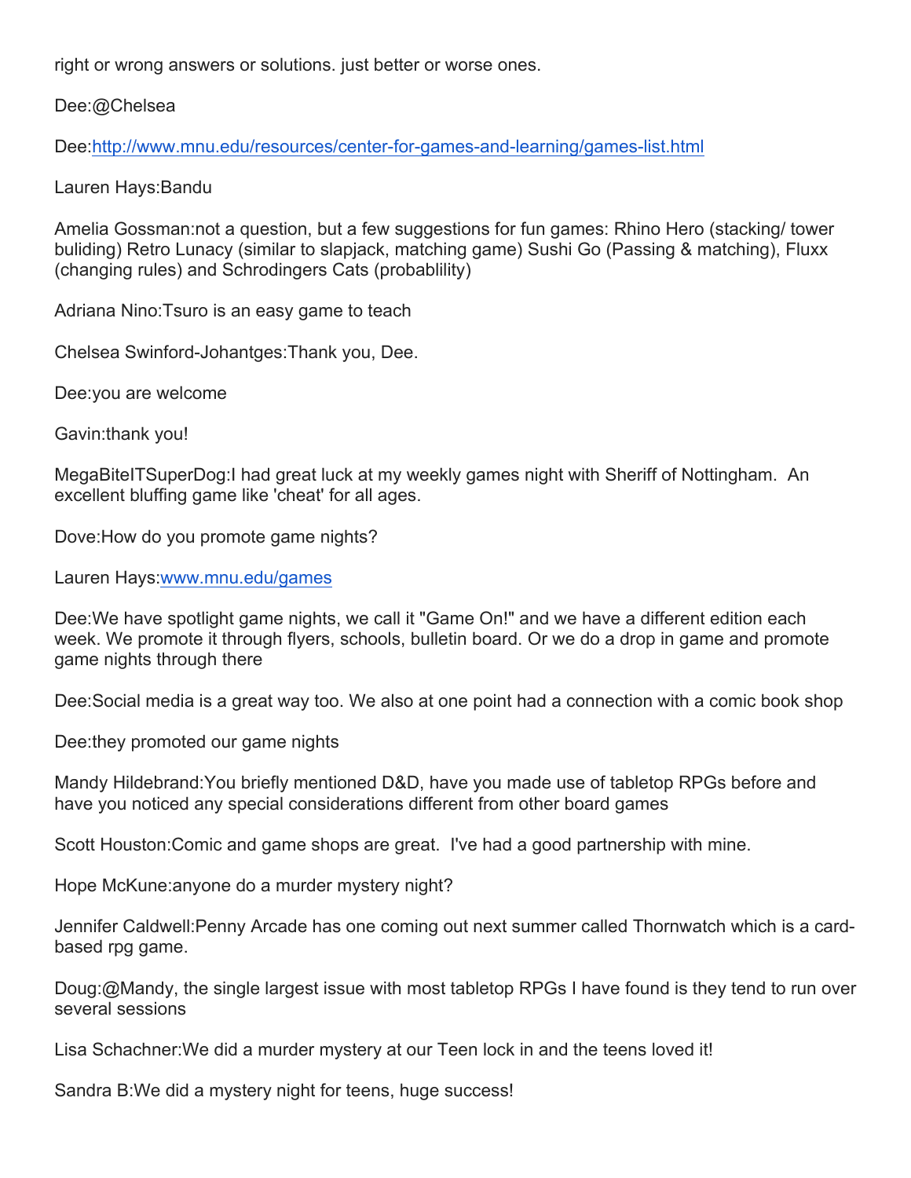right or wrong answers or solutions. just better or worse ones.

Dee:@Chelsea

Dee:[http://www.mnu.edu/resources/center-for-games-and-learning/games-list.html](http://www.mnu.edu/resources/center-for-games-and-learning/games-list.html)

Lauren Hays:Bandu

Amelia Gossman:not a question, but a few suggestions for fun games: Rhino Hero (stacking/ tower buliding) Retro Lunacy (similar to slapjack, matching game) Sushi Go (Passing & matching), Fluxx (changing rules) and Schrodingers Cats (probablility)

Adriana Nino:Tsuro is an easy game to teach

Chelsea Swinford-Johantges:Thank you, Dee.

Dee:you are welcome

Gavin:thank you!

MegaBiteITSuperDog:I had great luck at my weekly games night with Sheriff of Nottingham.  An excellent bluffing game like 'cheat' for all ages.

Dove:How do you promote game nights?

Lauren Hays:[www.mnu.edu/games](http://www.mnu.edu/games)

Dee:We have spotlight game nights, we call it "Game On!" and we have a different edition each week. We promote it through flyers, schools, bulletin board. Or we do a drop in game and promote game nights through there

Dee:Social media is a great way too. We also at one point had a connection with a comic book shop

Dee:they promoted our game nights

Mandy Hildebrand:You briefly mentioned D&D, have you made use of tabletop RPGs before and have you noticed any special considerations different from other board games

Scott Houston:Comic and game shops are great.  I've had a good partnership with mine.

Hope McKune:anyone do a murder mystery night?

Jennifer Caldwell:Penny Arcade has one coming out next summer called Thornwatch which is a card-based rpg game.

Doug:@Mandy, the single largest issue with most tabletop RPGs I have found is they tend to run over several sessions

Lisa Schachner:We did a murder mystery at our Teen lock in and the teens loved it!

Sandra B:We did a mystery night for teens, huge success!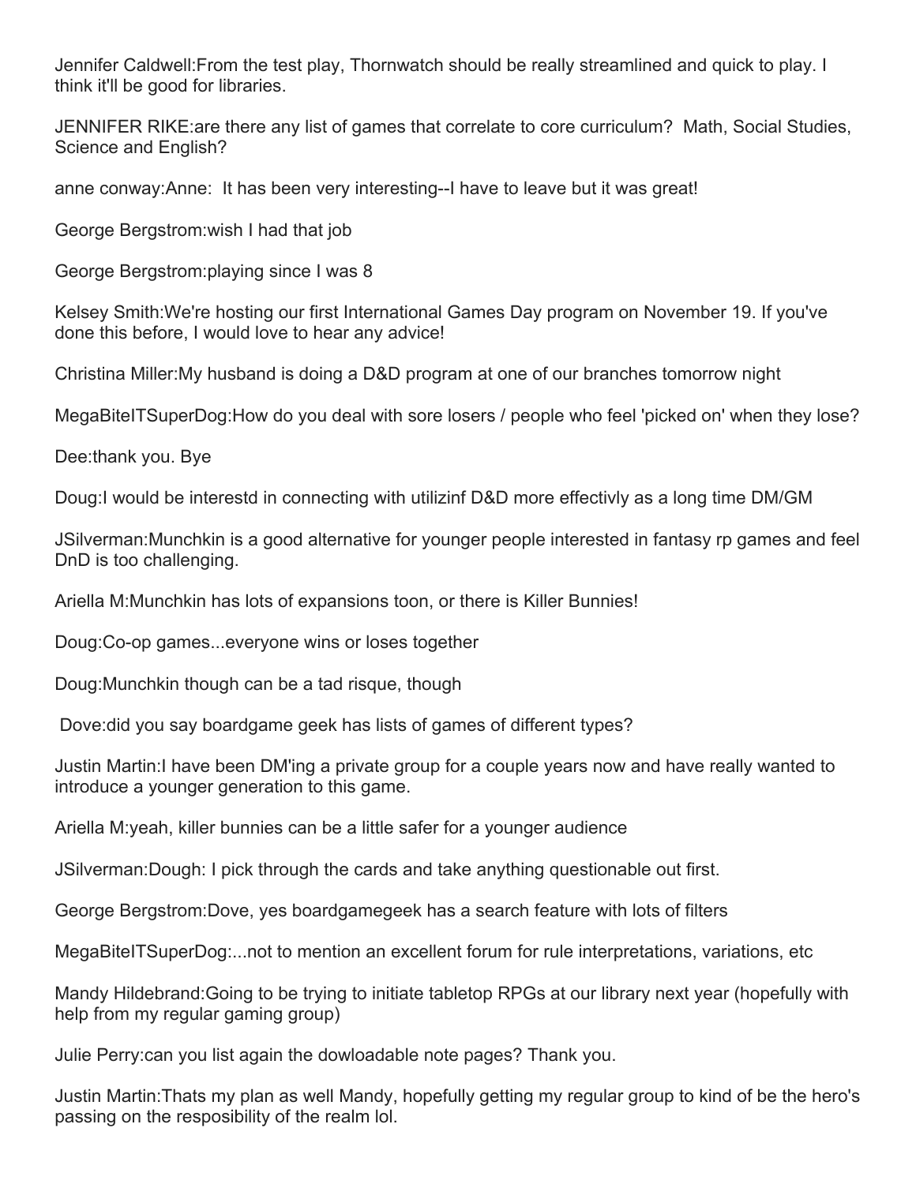Jennifer Caldwell:From the test play, Thornwatch should be really streamlined and quick to play. I think it'll be good for libraries.

JENNIFER RIKE:are there any list of games that correlate to core curriculum? Math, Social Studies, Science and English?

anne conway:Anne: It has been very interesting--I have to leave but it was great!

George Bergstrom:wish I had that job

George Bergstrom:playing since I was 8

Kelsey Smith:We're hosting our first International Games Day program on November 19. If you've done this before, I would love to hear any advice!

Christina Miller:My husband is doing a D&D program at one of our branches tomorrow night

MegaBiteITSuperDog:How do you deal with sore losers / people who feel 'picked on' when they lose?

Dee:thank you. Bye

Doug:I would be interestd in connecting with utilizinf D&D more effectivly as a long time DM/GM

JSilverman:Munchkin is a good alternative for younger people interested in fantasy rp games and feel DnD is too challenging.

Ariella M:Munchkin has lots of expansions toon, or there is Killer Bunnies!

Doug:Co-op games...everyone wins or loses together

Doug:Munchkin though can be a tad risque, though

Dove:did you say boardgame geek has lists of games of different types?

Justin Martin:I have been DM'ing a private group for a couple years now and have really wanted to introduce a younger generation to this game.

Ariella M:yeah, killer bunnies can be a little safer for a younger audience

JSilverman:Dough: I pick through the cards and take anything questionable out first.

George Bergstrom:Dove, yes boardgamegeek has a search feature with lots of filters

MegaBiteITSuperDog:...not to mention an excellent forum for rule interpretations, variations, etc

Mandy Hildebrand:Going to be trying to initiate tabletop RPGs at our library next year (hopefully with help from my regular gaming group)

Julie Perry:can you list again the dowloadable note pages? Thank you.

Justin Martin:Thats my plan as well Mandy, hopefully getting my regular group to kind of be the hero's passing on the resposibility of the realm lol.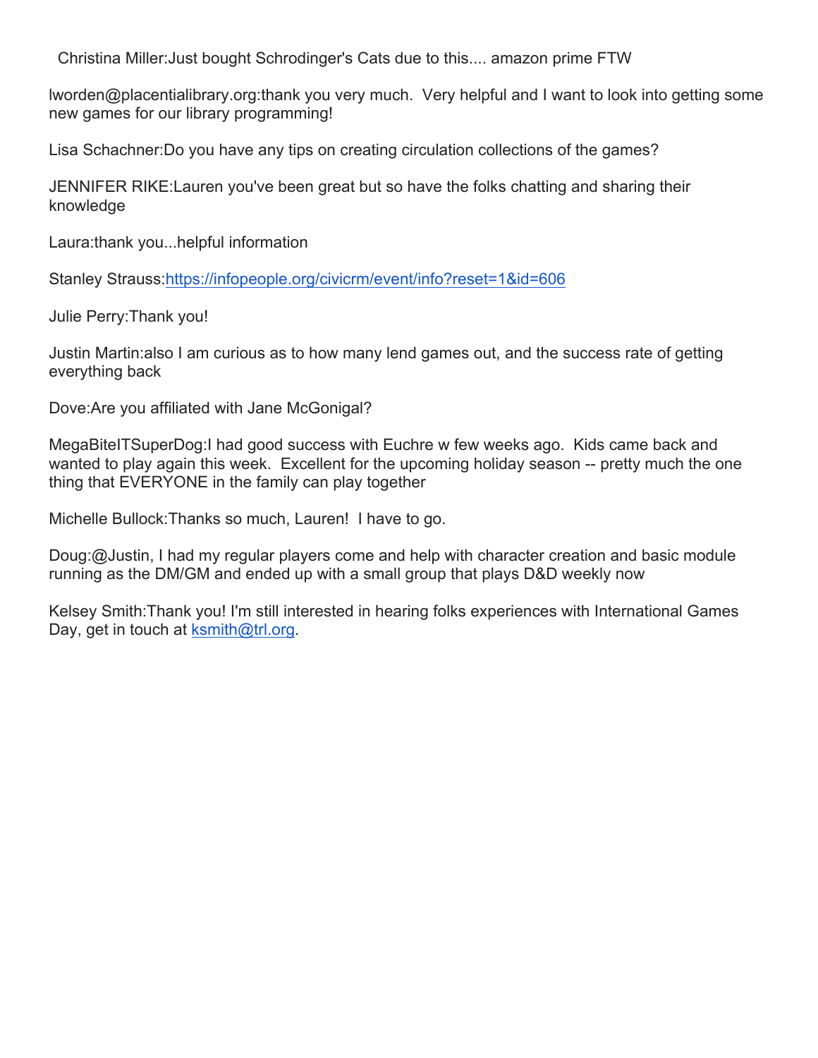Christina Miller:Just bought Schrodinger's Cats due to this.... amazon prime FTW

lworden@placentialibrary.org:thank you very much. Very helpful and I want to look into getting some new games for our library programming!

Lisa Schachner:Do you have any tips on creating circulation collections of the games?

JENNIFER RIKE:Lauren you've been great but so have the folks chatting and sharing their knowledge

Laura:thank you...helpful information

Stanley Strauss:https://infopeople.org/civicrm/event/info?reset=1&id=606

Julie Perry:Thank you!

Justin Martin:also I am curious as to how many lend games out, and the success rate of getting everything back

Dove:Are you affiliated with Jane McGonigal?

MegaBiteITSuperDog:I had good success with Euchre w few weeks ago. Kids came back and wanted to play again this week. Excellent for the upcoming holiday season -- pretty much the one thing that EVERYONE in the family can play together

Michelle Bullock:Thanks so much, Lauren! I have to go.

Doug:@Justin, I had my regular players come and help with character creation and basic module running as the DM/GM and ended up with a small group that plays D&D weekly now

Kelsey Smith:Thank you! I'm still interested in hearing folks experiences with International Games Day, get in touch at ksmith@trl.org.